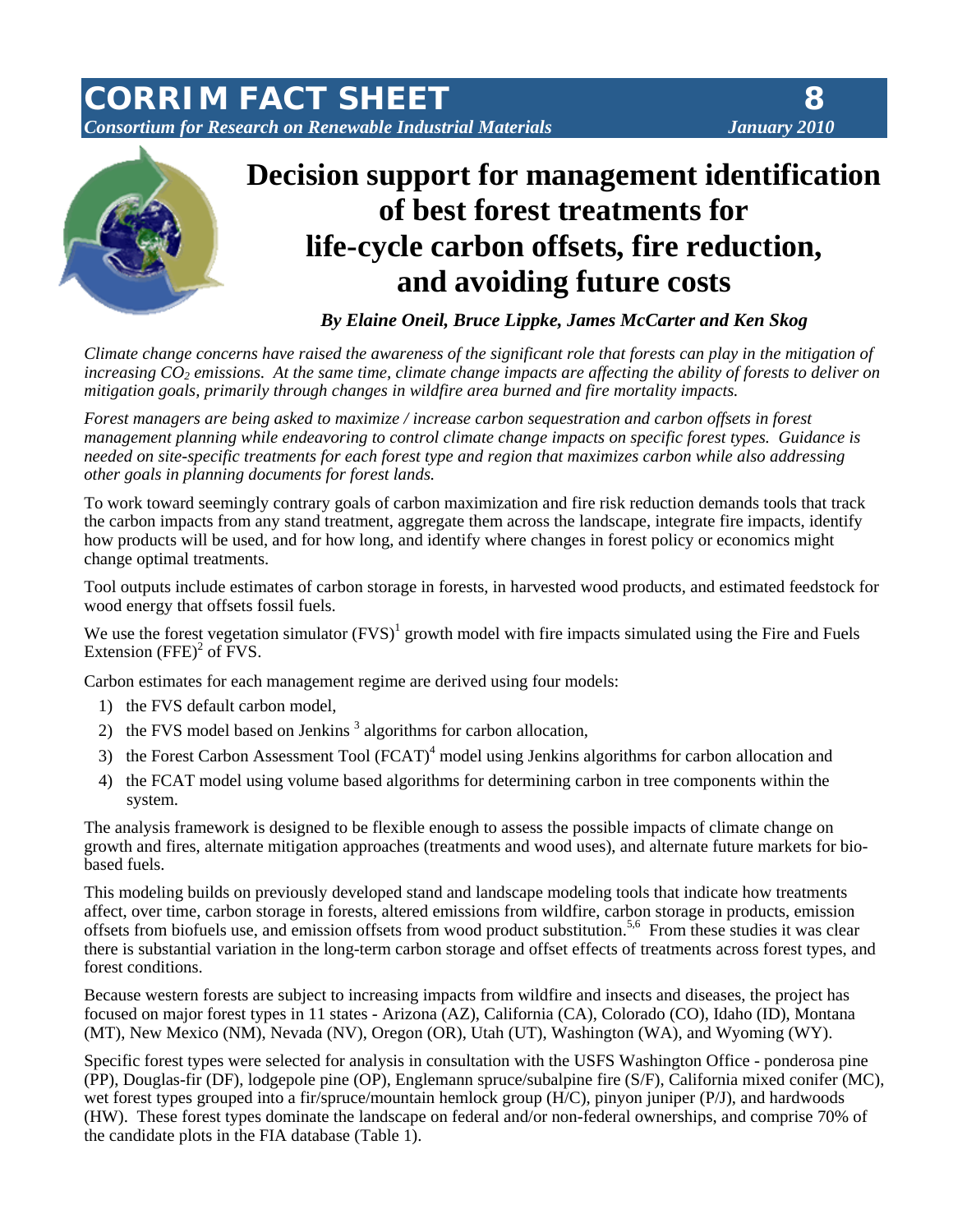# CORRIM FACT SHEET 8

*Consortium for Research on Renewable Industrial Materials* *January 2010*

# Decision support for management identification of best forest treatments for life-cycle carbon offsets, fire reduction, and avoiding future costs

***By Elaine Oneil, Bruce Lippke, James McCarter and Ken Skog***

*Climate change concerns have raised the awareness of the significant role that forests can play in the mitigation of increasing $CO_2$ emissions. At the same time, climate change impacts are affecting the ability of forests to deliver on mitigation goals, primarily through changes in wildfire area burned and fire mortality impacts.*

*Forest managers are being asked to maximize / increase carbon sequestration and carbon offsets in forest management planning while endeavoring to control climate change impacts on specific forest types. Guidance is needed on site-specific treatments for each forest type and region that maximizes carbon while also addressing other goals in planning documents for forest lands.*

To work toward seemingly contrary goals of carbon maximization and fire risk reduction demands tools that track the carbon impacts from any stand treatment, aggregate them across the landscape, integrate fire impacts, identify how products will be used, and for how long, and identify where changes in forest policy or economics might change optimal treatments.

Tool outputs include estimates of carbon storage in forests, in harvested wood products, and estimated feedstock for wood energy that offsets fossil fuels.

We use the forest vegetation simulator (FVS)[1] growth model with fire impacts simulated using the Fire and Fuels Extension (FFE)[2] of FVS.

Carbon estimates for each management regime are derived using four models:

1) the FVS default carbon model,
2) the FVS model based on Jenkins [3] algorithms for carbon allocation,
3) the Forest Carbon Assessment Tool (FCAT)[4] model using Jenkins algorithms for carbon allocation and
4) the FCAT model using volume based algorithms for determining carbon in tree components within the system.

The analysis framework is designed to be flexible enough to assess the possible impacts of climate change on growth and fires, alternate mitigation approaches (treatments and wood uses), and alternate future markets for bio-based fuels.

This modeling builds on previously developed stand and landscape modeling tools that indicate how treatments affect, over time, carbon storage in forests, altered emissions from wildfire, carbon storage in products, emission offsets from biofuels use, and emission offsets from wood product substitution.[5,6] From these studies it was clear there is substantial variation in the long-term carbon storage and offset effects of treatments across forest types, and forest conditions.

Because western forests are subject to increasing impacts from wildfire and insects and diseases, the project has focused on major forest types in 11 states - Arizona (AZ), California (CA), Colorado (CO), Idaho (ID), Montana (MT), New Mexico (NM), Nevada (NV), Oregon (OR), Utah (UT), Washington (WA), and Wyoming (WY).

Specific forest types were selected for analysis in consultation with the USFS Washington Office - ponderosa pine (PP), Douglas-fir (DF), lodgepole pine (OP), Englemann spruce/subalpine fire (S/F), California mixed conifer (MC), wet forest types grouped into a fir/spruce/mountain hemlock group (H/C), pinyon juniper (P/J), and hardwoods (HW). These forest types dominate the landscape on federal and/or non-federal ownerships, and comprise 70% of the candidate plots in the FIA database (Table 1).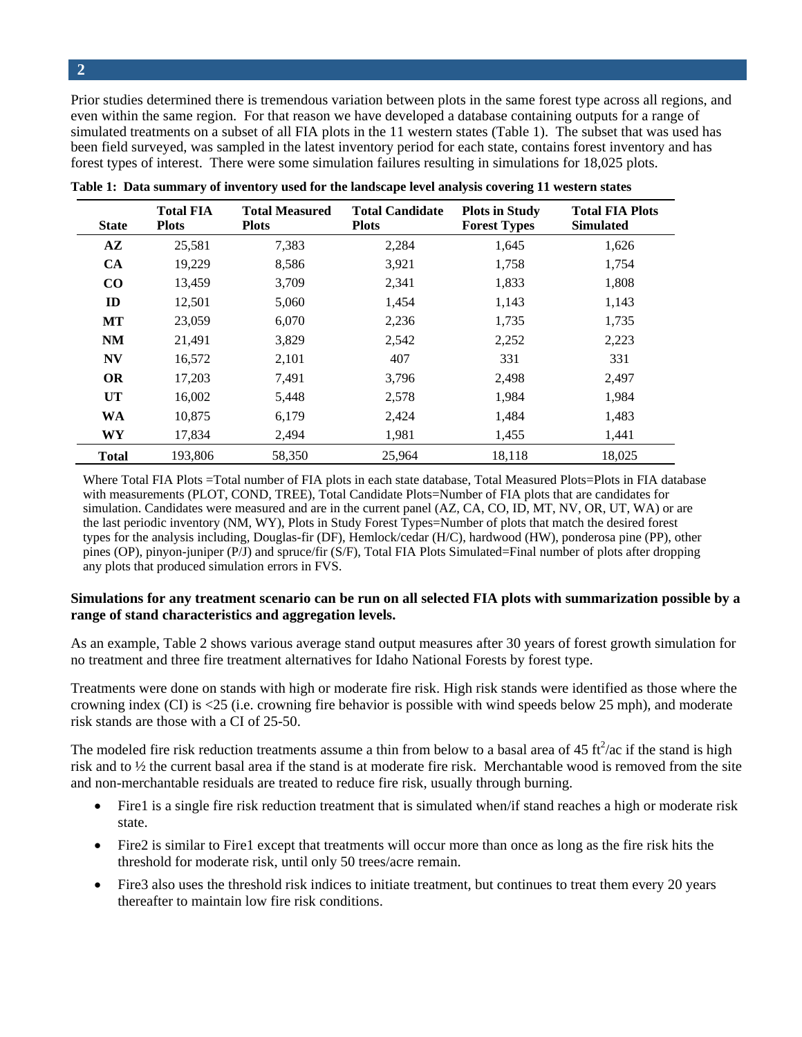Prior studies determined there is tremendous variation between plots in the same forest type across all regions, and even within the same region. For that reason we have developed a database containing outputs for a range of simulated treatments on a subset of all FIA plots in the 11 western states (Table 1). The subset that was used has been field surveyed, was sampled in the latest inventory period for each state, contains forest inventory and has forest types of interest. There were some simulation failures resulting in simulations for 18,025 plots.

**Table 1: Data summary of inventory used for the landscape level analysis covering 11 western states**

| State | Total FIA Plots | Total Measured Plots | Total Candidate Plots | Plots in Study Forest Types | Total FIA Plots Simulated |
|---|---|---|---|---|---|
| **AZ** | 25,581 | 7,383 | 2,284 | 1,645 | 1,626 |
| **CA** | 19,229 | 8,586 | 3,921 | 1,758 | 1,754 |
| **CO** | 13,459 | 3,709 | 2,341 | 1,833 | 1,808 |
| **ID** | 12,501 | 5,060 | 1,454 | 1,143 | 1,143 |
| **MT** | 23,059 | 6,070 | 2,236 | 1,735 | 1,735 |
| **NM** | 21,491 | 3,829 | 2,542 | 2,252 | 2,223 |
| **NV** | 16,572 | 2,101 | 407 | 331 | 331 |
| **OR** | 17,203 | 7,491 | 3,796 | 2,498 | 2,497 |
| **UT** | 16,002 | 5,448 | 2,578 | 1,984 | 1,984 |
| **WA** | 10,875 | 6,179 | 2,424 | 1,484 | 1,483 |
| **WY** | 17,834 | 2,494 | 1,981 | 1,455 | 1,441 |
| **Total** | 193,806 | 58,350 | 25,964 | 18,118 | 18,025 |

Where Total FIA Plots =Total number of FIA plots in each state database, Total Measured Plots=Plots in FIA database with measurements (PLOT, COND, TREE), Total Candidate Plots=Number of FIA plots that are candidates for simulation. Candidates were measured and are in the current panel (AZ, CA, CO, ID, MT, NV, OR, UT, WA) or are the last periodic inventory (NM, WY), Plots in Study Forest Types=Number of plots that match the desired forest types for the analysis including, Douglas-fir (DF), Hemlock/cedar (H/C), hardwood (HW), ponderosa pine (PP), other pines (OP), pinyon-juniper (P/J) and spruce/fir (S/F), Total FIA Plots Simulated=Final number of plots after dropping any plots that produced simulation errors in FVS.

**Simulations for any treatment scenario can be run on all selected FIA plots with summarization possible by a range of stand characteristics and aggregation levels.**

As an example, Table 2 shows various average stand output measures after 30 years of forest growth simulation for no treatment and three fire treatment alternatives for Idaho National Forests by forest type.

Treatments were done on stands with high or moderate fire risk. High risk stands were identified as those where the crowning index (CI) is <25 (i.e. crowning fire behavior is possible with wind speeds below 25 mph), and moderate risk stands are those with a CI of 25-50.

The modeled fire risk reduction treatments assume a thin from below to a basal area of 45 $ft^2$/ac if the stand is high risk and to ½ the current basal area if the stand is at moderate fire risk. Merchantable wood is removed from the site and non-merchantable residuals are treated to reduce fire risk, usually through burning.

- Fire1 is a single fire risk reduction treatment that is simulated when/if stand reaches a high or moderate risk state.
- Fire2 is similar to Fire1 except that treatments will occur more than once as long as the fire risk hits the threshold for moderate risk, until only 50 trees/acre remain.
- Fire3 also uses the threshold risk indices to initiate treatment, but continues to treat them every 20 years thereafter to maintain low fire risk conditions.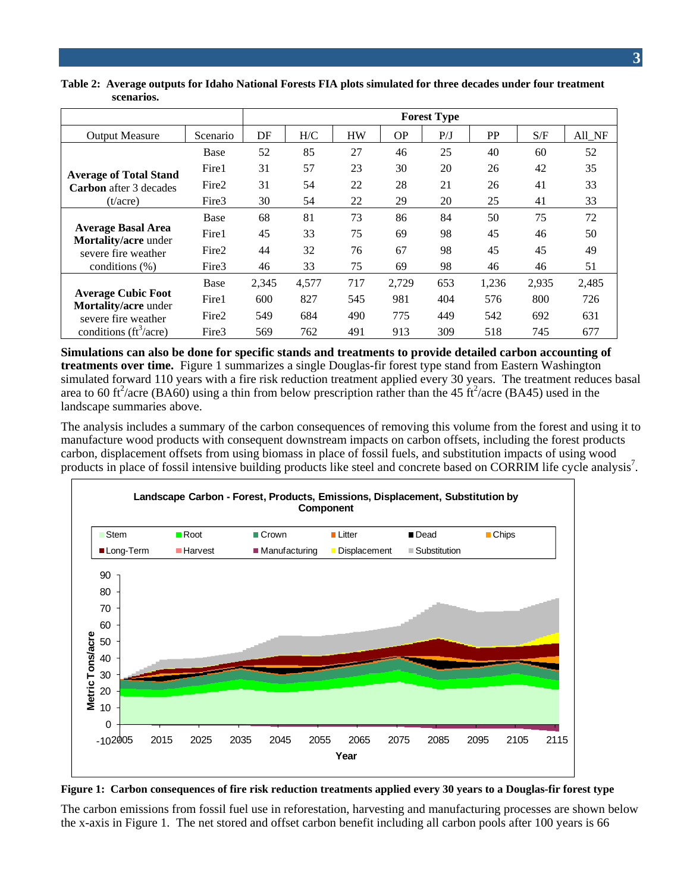**Table 2: Average outputs for Idaho National Forests FIA plots simulated for three decades under four treatment scenarios.**

| | | Forest Type | | | | | | | |
|---|---|---|---|---|---|---|---|---|---|
| Output Measure | Scenario | DF | H/C | HW | OP | P/J | PP | S/F | All_NF |
| **Average of Total Stand Carbon** after 3 decades (t/acre) | Base | 52 | 85 | 27 | 46 | 25 | 40 | 60 | 52 |
| | Fire1 | 31 | 57 | 23 | 30 | 20 | 26 | 42 | 35 |
| | Fire2 | 31 | 54 | 22 | 28 | 21 | 26 | 41 | 33 |
| | Fire3 | 30 | 54 | 22 | 29 | 20 | 25 | 41 | 33 |
| **Average Basal Area Mortality/acre** under severe fire weather conditions (%) | Base | 68 | 81 | 73 | 86 | 84 | 50 | 75 | 72 |
| | Fire1 | 45 | 33 | 75 | 69 | 98 | 45 | 46 | 50 |
| | Fire2 | 44 | 32 | 76 | 67 | 98 | 45 | 45 | 49 |
| | Fire3 | 46 | 33 | 75 | 69 | 98 | 46 | 46 | 51 |
| **Average Cubic Foot Mortality/acre** under severe fire weather conditions ($ft^3$/acre) | Base | 2,345 | 4,577 | 717 | 2,729 | 653 | 1,236 | 2,935 | 2,485 |
| | Fire1 | 600 | 827 | 545 | 981 | 404 | 576 | 800 | 726 |
| | Fire2 | 549 | 684 | 490 | 775 | 449 | 542 | 692 | 631 |
| | Fire3 | 569 | 762 | 491 | 913 | 309 | 518 | 745 | 677 |

**Simulations can also be done for specific stands and treatments to provide detailed carbon accounting of treatments over time.** Figure 1 summarizes a single Douglas-fir forest type stand from Eastern Washington simulated forward 110 years with a fire risk reduction treatment applied every 30 years. The treatment reduces basal area to 60 $ft^2$/acre (BA60) using a thin from below prescription rather than the 45 $ft^2$/acre (BA45) used in the landscape summaries above.

The analysis includes a summary of the carbon consequences of removing this volume from the forest and using it to manufacture wood products with consequent downstream impacts on carbon offsets, including the forest products carbon, displacement offsets from using biomass in place of fossil fuels, and substitution impacts of using wood products in place of fossil intensive building products like steel and concrete based on CORRIM life cycle analysis[7].

**Figure 1: Carbon consequences of fire risk reduction treatments applied every 30 years to a Douglas-fir forest type**

The carbon emissions from fossil fuel use in reforestation, harvesting and manufacturing processes are shown below the x-axis in Figure 1. The net stored and offset carbon benefit including all carbon pools after 100 years is 66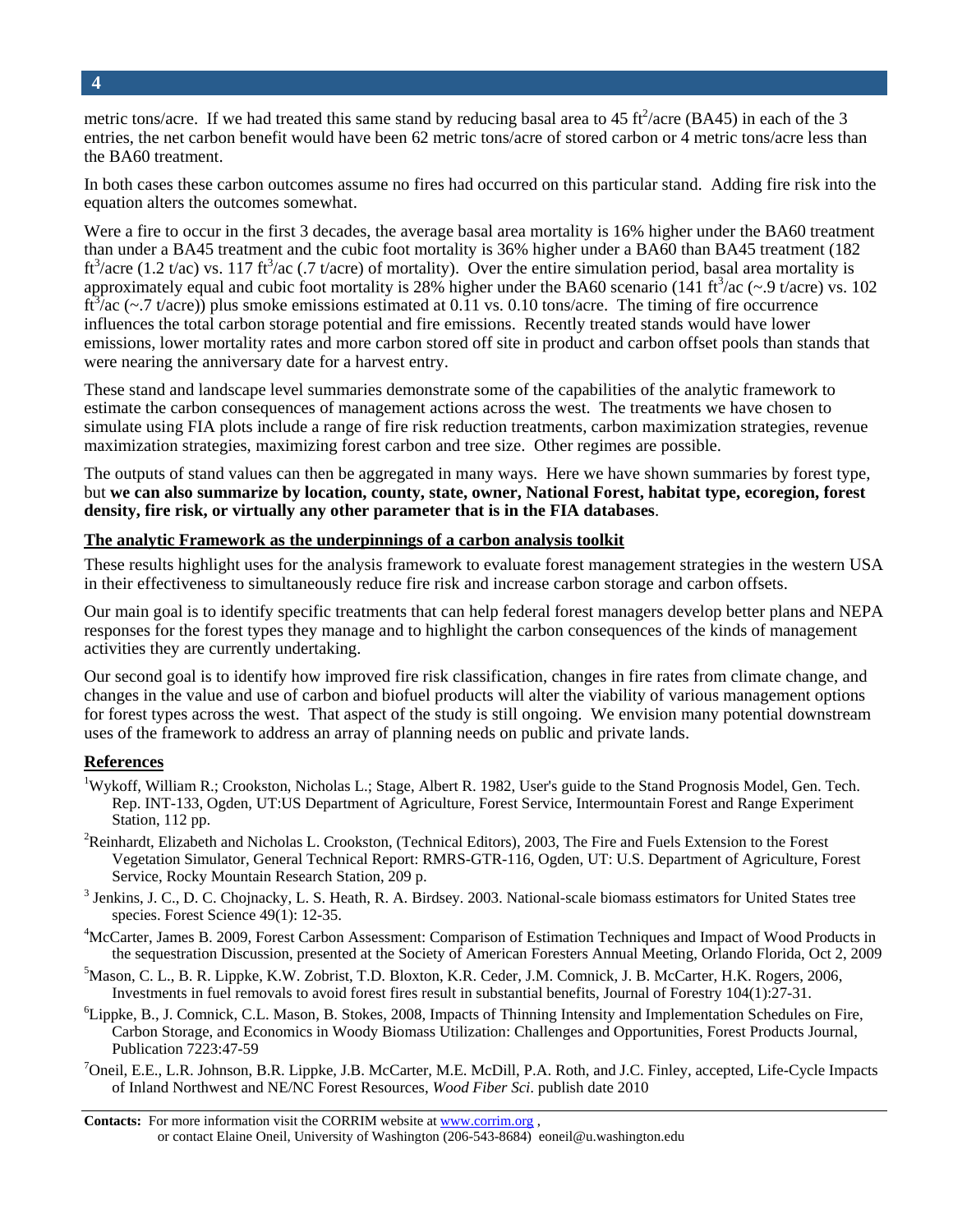metric tons/acre. If we had treated this same stand by reducing basal area to 45 $ft^2$/acre (BA45) in each of the 3 entries, the net carbon benefit would have been 62 metric tons/acre of stored carbon or 4 metric tons/acre less than the BA60 treatment.

In both cases these carbon outcomes assume no fires had occurred on this particular stand. Adding fire risk into the equation alters the outcomes somewhat.

Were a fire to occur in the first 3 decades, the average basal area mortality is 16% higher under the BA60 treatment than under a BA45 treatment and the cubic foot mortality is 36% higher under a BA60 than BA45 treatment (182 $ft^3$/acre (1.2 t/ac) vs. 117 $ft^3$/ac (.7 t/acre) of mortality). Over the entire simulation period, basal area mortality is approximately equal and cubic foot mortality is 28% higher under the BA60 scenario (141 $ft^3$/ac (~.9 t/acre) vs. 102 $ft^3$/ac (~.7 t/acre)) plus smoke emissions estimated at 0.11 vs. 0.10 tons/acre. The timing of fire occurrence influences the total carbon storage potential and fire emissions. Recently treated stands would have lower emissions, lower mortality rates and more carbon stored off site in product and carbon offset pools than stands that were nearing the anniversary date for a harvest entry.

These stand and landscape level summaries demonstrate some of the capabilities of the analytic framework to estimate the carbon consequences of management actions across the west. The treatments we have chosen to simulate using FIA plots include a range of fire risk reduction treatments, carbon maximization strategies, revenue maximization strategies, maximizing forest carbon and tree size. Other regimes are possible.

The outputs of stand values can then be aggregated in many ways. Here we have shown summaries by forest type, but **we can also summarize by location, county, state, owner, National Forest, habitat type, ecoregion, forest density, fire risk, or virtually any other parameter that is in the FIA databases**.

## The analytic Framework as the underpinnings of a carbon analysis toolkit

These results highlight uses for the analysis framework to evaluate forest management strategies in the western USA in their effectiveness to simultaneously reduce fire risk and increase carbon storage and carbon offsets.

Our main goal is to identify specific treatments that can help federal forest managers develop better plans and NEPA responses for the forest types they manage and to highlight the carbon consequences of the kinds of management activities they are currently undertaking.

Our second goal is to identify how improved fire risk classification, changes in fire rates from climate change, and changes in the value and use of carbon and biofuel products will alter the viability of various management options for forest types across the west. That aspect of the study is still ongoing. We envision many potential downstream uses of the framework to address an array of planning needs on public and private lands.

## References

[1]Wykoff, William R.; Crookston, Nicholas L.; Stage, Albert R. 1982, User's guide to the Stand Prognosis Model, Gen. Tech. Rep. INT-133, Ogden, UT:US Department of Agriculture, Forest Service, Intermountain Forest and Range Experiment Station, 112 pp.

[2]Reinhardt, Elizabeth and Nicholas L. Crookston, (Technical Editors), 2003, The Fire and Fuels Extension to the Forest Vegetation Simulator, General Technical Report: RMRS-GTR-116, Ogden, UT: U.S. Department of Agriculture, Forest Service, Rocky Mountain Research Station, 209 p.

[3] Jenkins, J. C., D. C. Chojnacky, L. S. Heath, R. A. Birdsey. 2003. National-scale biomass estimators for United States tree species. Forest Science 49(1): 12-35.

[4]McCarter, James B. 2009, Forest Carbon Assessment: Comparison of Estimation Techniques and Impact of Wood Products in the sequestration Discussion, presented at the Society of American Foresters Annual Meeting, Orlando Florida, Oct 2, 2009

[5]Mason, C. L., B. R. Lippke, K.W. Zobrist, T.D. Bloxton, K.R. Ceder, J.M. Comnick, J. B. McCarter, H.K. Rogers, 2006, Investments in fuel removals to avoid forest fires result in substantial benefits, Journal of Forestry 104(1):27-31.

[6]Lippke, B., J. Comnick, C.L. Mason, B. Stokes, 2008, Impacts of Thinning Intensity and Implementation Schedules on Fire, Carbon Storage, and Economics in Woody Biomass Utilization: Challenges and Opportunities, Forest Products Journal, Publication 7223:47-59

[7]Oneil, E.E., L.R. Johnson, B.R. Lippke, J.B. McCarter, M.E. McDill, P.A. Roth, and J.C. Finley, accepted, Life-Cycle Impacts of Inland Northwest and NE/NC Forest Resources, *Wood Fiber Sci*. publish date 2010

**Contacts:** For more information visit the CORRIM website at www.corrim.org ,
or contact Elaine Oneil, University of Washington (206-543-8684) eoneil@u.washington.edu